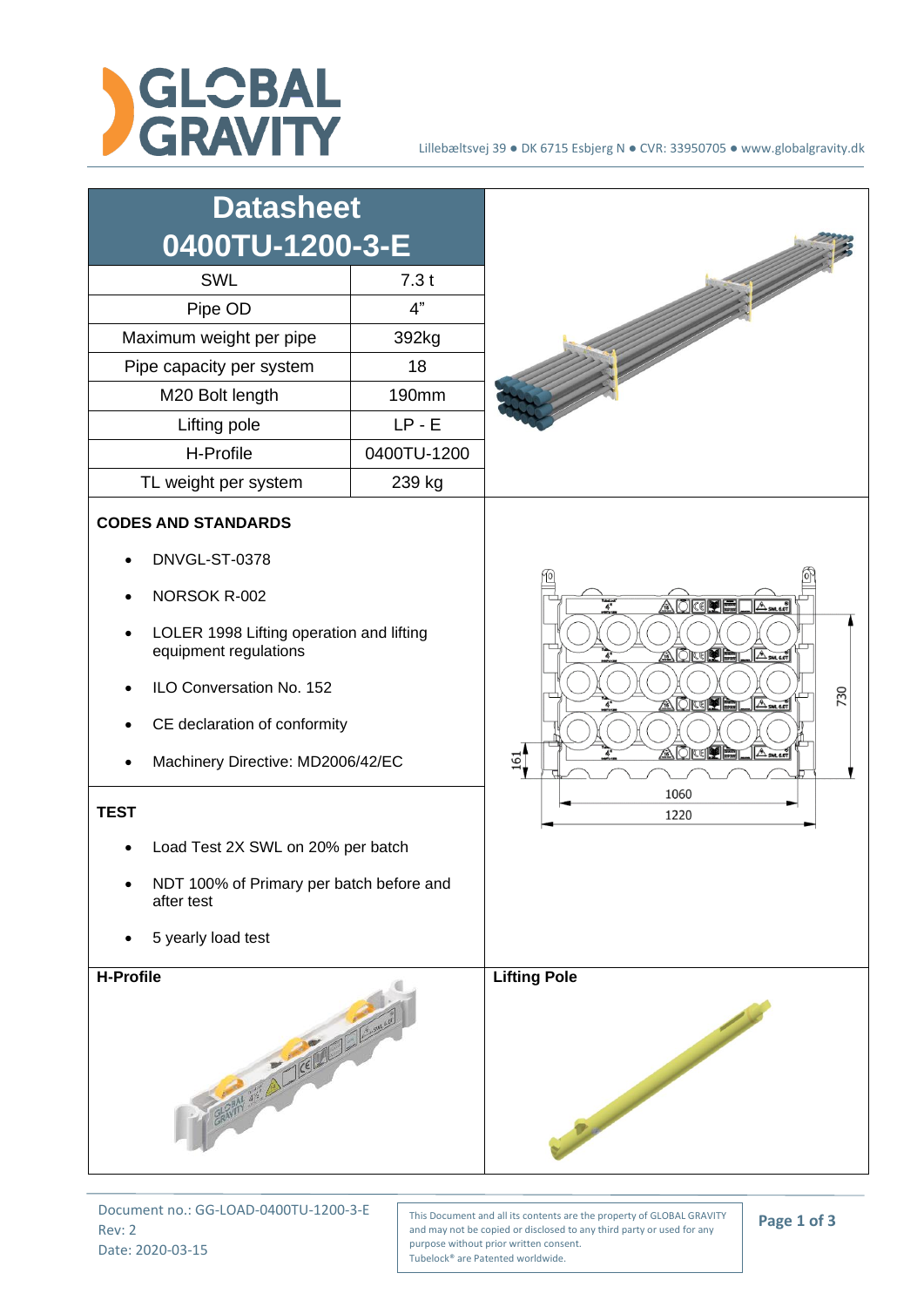GLOBAL GRAVITY

Lillebæltsvej 39 ● DK 6715 Esbjerg N ● CVR: 33950705 ● www.globalgravity.dk

# Datasheet 0400TU-1200-3-E

| SWL | 7.3 t |
|---|---|
| Pipe OD | 4" |
| Maximum weight per pipe | 392kg |
| Pipe capacity per system | 18 |
| M20 Bolt length | 190mm |
| Lifting pole | LP - E |
| H-Profile | 0400TU-1200 |
| TL weight per system | 239 kg |

**CODES AND STANDARDS**

- DNVGL-ST-0378
- NORSOK R-002
- LOLER 1998 Lifting operation and lifting equipment regulations
- ILO Conversation No. 152
- CE declaration of conformity
- Machinery Directive: MD2006/42/EC

**TEST**

- Load Test 2X SWL on 20% per batch
- NDT 100% of Primary per batch before and after test
- 5 yearly load test

161

730

1060

1220

**H-Profile**

**Lifting Pole**

Document no.: GG-LOAD-0400TU-1200-3-E
Rev: 2
Date: 2020-03-15

This Document and all its contents are the property of GLOBAL GRAVITY and may not be copied or disclosed to any third party or used for any purpose without prior written consent.
Tubelock® are Patented worldwide.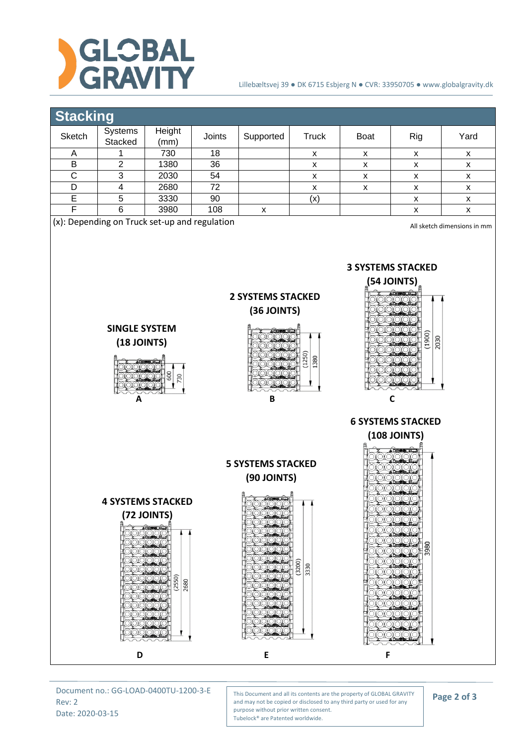## Stacking

| Sketch | Systems Stacked | Height (mm) | Joints | Supported | Truck | Boat | Rig | Yard |
|---|---|---|---|---|---|---|---|---|
| A | 1 | 730 | 18 | | x | x | x | x |
| B | 2 | 1380 | 36 | | x | x | x | x |
| C | 3 | 2030 | 54 | | x | x | x | x |
| D | 4 | 2680 | 72 | | x | x | x | x |
| E | 5 | 3330 | 90 | | (x) | | x | x |
| F | 6 | 3980 | 108 | x | | | x | x |

(x): Depending on Truck set-up and regulation

All sketch dimensions in mm

**SINGLE SYSTEM (18 JOINTS)**

600 730

A

**2 SYSTEMS STACKED (36 JOINTS)**

(1250) 1380

B

**3 SYSTEMS STACKED (54 JOINTS)**

(1900) 2030

C

**4 SYSTEMS STACKED (72 JOINTS)**

(2550) 2680

D

**5 SYSTEMS STACKED (90 JOINTS)**

(3200) 3330

E

**6 SYSTEMS STACKED (108 JOINTS)**

3980

F

Document no.: GG-LOAD-0400TU-1200-3-E
Rev: 2
Date: 2020-03-15

This Document and all its contents are the property of GLOBAL GRAVITY and may not be copied or disclosed to any third party or used for any purpose without prior written consent.
Tubelock® are Patented worldwide.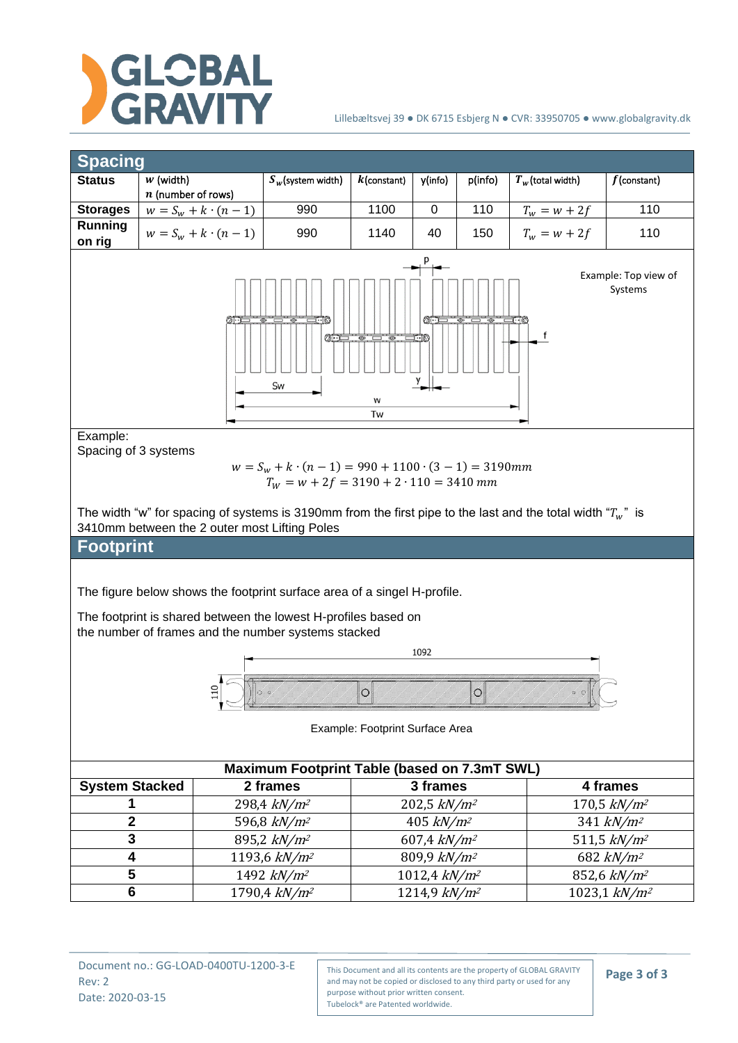## Spacing

| Status | $w$ (width)<br>$n$ (number of rows) | $S_w$(system width) | $k$(constant) | y(info) | p(info) | $T_w$(total width) | $f$(constant) |
|---|---|---|---|---|---|---|---|
| **Storages** | $w = S_w + k \cdot (n-1)$ | 990 | 1100 | 0 | 110 | $T_w = w + 2f$ | 110 |
| **Running on rig** | $w = S_w + k \cdot (n-1)$ | 990 | 1140 | 40 | 150 | $T_w = w + 2f$ | 110 |

p

Sw

w

Tw

y

f

Example: Top view of Systems

Example:
Spacing of 3 systems

$$w = S_w + k \cdot (n-1) = 990 + 1100 \cdot (3-1) = 3190mm$$
$$T_W = w + 2f = 3190 + 2 \cdot 110 = 3410\ mm$$

The width "w" for spacing of systems is 3190mm from the first pipe to the last and the total width "$T_w$" is 3410mm between the 2 outer most Lifting Poles

## Footprint

The figure below shows the footprint surface area of a singel H-profile.

The footprint is shared between the lowest H-profiles based on the number of frames and the number systems stacked

1092

110

Example: Footprint Surface Area

| Maximum Footprint Table (based on 7.3mT SWL) | | | |
|---|---|---|---|
| **System Stacked** | **2 frames** | **3 frames** | **4 frames** |
| **1** | 298,4 $kN/m^2$ | 202,5 $kN/m^2$ | 170,5 $kN/m^2$ |
| **2** | 596,8 $kN/m^2$ | 405 $kN/m^2$ | 341 $kN/m^2$ |
| **3** | 895,2 $kN/m^2$ | 607,4 $kN/m^2$ | 511,5 $kN/m^2$ |
| **4** | 1193,6 $kN/m^2$ | 809,9 $kN/m^2$ | 682 $kN/m^2$ |
| **5** | 1492 $kN/m^2$ | 1012,4 $kN/m^2$ | 852,6 $kN/m^2$ |
| **6** | 1790,4 $kN/m^2$ | 1214,9 $kN/m^2$ | 1023,1 $kN/m^2$ |

Document no.: GG-LOAD-0400TU-1200-3-E
Rev: 2
Date: 2020-03-15

This Document and all its contents are the property of GLOBAL GRAVITY and may not be copied or disclosed to any third party or used for any purpose without prior written consent.
Tubelock® are Patented worldwide.